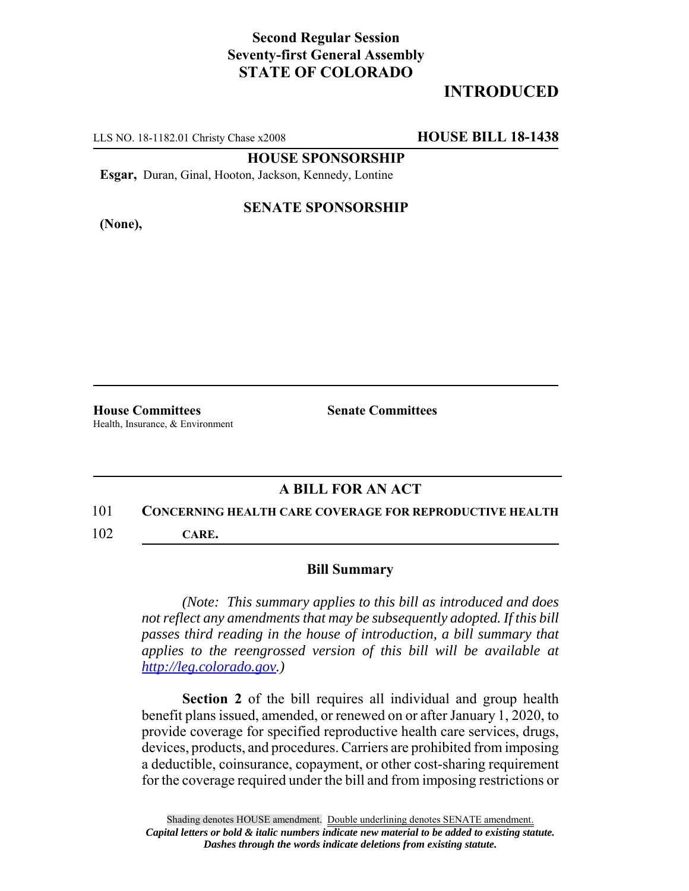**Second Regular Session**
**Seventy-first General Assembly**
**STATE OF COLORADO**

# INTRODUCED

LLS NO. 18-1182.01 Christy Chase x2008 **HOUSE BILL 18-1438**

**HOUSE SPONSORSHIP**

**Esgar,** Duran, Ginal, Hooton, Jackson, Kennedy, Lontine

**SENATE SPONSORSHIP**

**(None),**

**House Committees**
Health, Insurance, & Environment

**Senate Committees**

## A BILL FOR AN ACT

101 **CONCERNING HEALTH CARE COVERAGE FOR REPRODUCTIVE HEALTH**
102 **CARE.**

### Bill Summary

*(Note: This summary applies to this bill as introduced and does not reflect any amendments that may be subsequently adopted. If this bill passes third reading in the house of introduction, a bill summary that applies to the reengrossed version of this bill will be available at http://leg.colorado.gov.)*

**Section 2** of the bill requires all individual and group health benefit plans issued, amended, or renewed on or after January 1, 2020, to provide coverage for specified reproductive health care services, drugs, devices, products, and procedures. Carriers are prohibited from imposing a deductible, coinsurance, copayment, or other cost-sharing requirement for the coverage required under the bill and from imposing restrictions or

Shading denotes HOUSE amendment. Double underlining denotes SENATE amendment.
*Capital letters or bold & italic numbers indicate new material to be added to existing statute.*
*Dashes through the words indicate deletions from existing statute.*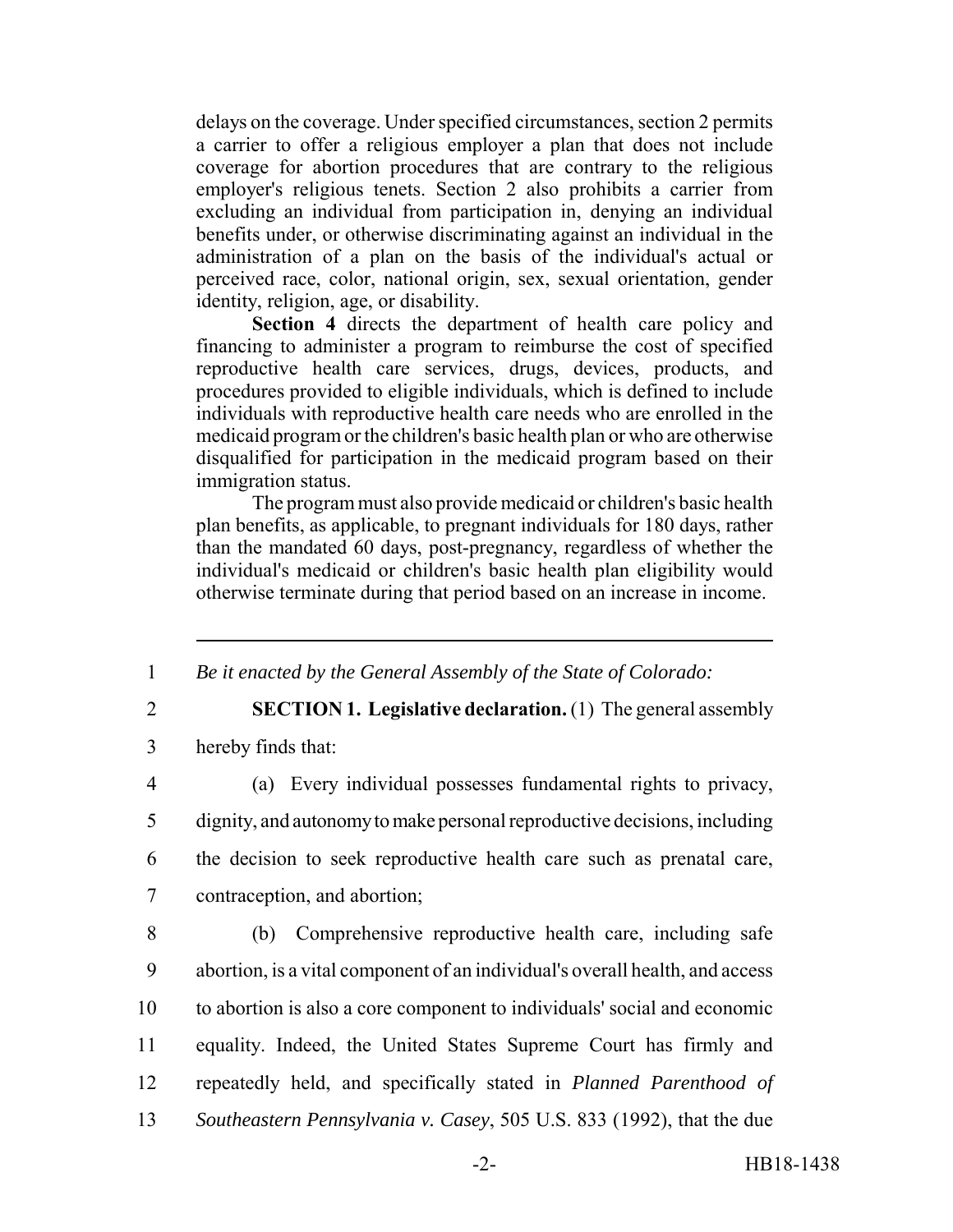delays on the coverage. Under specified circumstances, section 2 permits a carrier to offer a religious employer a plan that does not include coverage for abortion procedures that are contrary to the religious employer's religious tenets. Section 2 also prohibits a carrier from excluding an individual from participation in, denying an individual benefits under, or otherwise discriminating against an individual in the administration of a plan on the basis of the individual's actual or perceived race, color, national origin, sex, sexual orientation, gender identity, religion, age, or disability.

**Section 4** directs the department of health care policy and financing to administer a program to reimburse the cost of specified reproductive health care services, drugs, devices, products, and procedures provided to eligible individuals, which is defined to include individuals with reproductive health care needs who are enrolled in the medicaid program or the children's basic health plan or who are otherwise disqualified for participation in the medicaid program based on their immigration status.

The program must also provide medicaid or children's basic health plan benefits, as applicable, to pregnant individuals for 180 days, rather than the mandated 60 days, post-pregnancy, regardless of whether the individual's medicaid or children's basic health plan eligibility would otherwise terminate during that period based on an increase in income.

---

1 *Be it enacted by the General Assembly of the State of Colorado:*

2 **SECTION 1. Legislative declaration.** (1) The general assembly
3 hereby finds that:

4 (a) Every individual possesses fundamental rights to privacy,
5 dignity, and autonomy to make personal reproductive decisions, including
6 the decision to seek reproductive health care such as prenatal care,
7 contraception, and abortion;

8 (b) Comprehensive reproductive health care, including safe
9 abortion, is a vital component of an individual's overall health, and access
10 to abortion is also a core component to individuals' social and economic
11 equality. Indeed, the United States Supreme Court has firmly and
12 repeatedly held, and specifically stated in *Planned Parenthood of*
13 *Southeastern Pennsylvania v. Casey*, 505 U.S. 833 (1992), that the due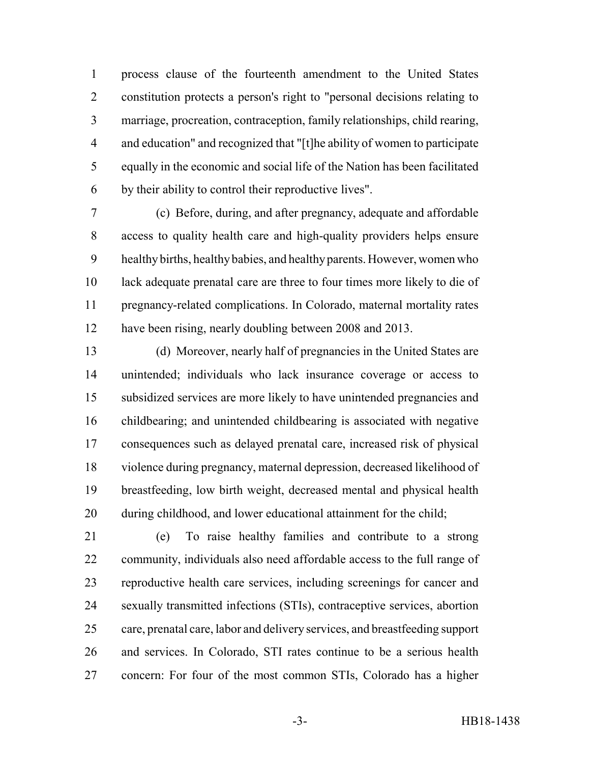process clause of the fourteenth amendment to the United States constitution protects a person's right to "personal decisions relating to marriage, procreation, contraception, family relationships, child rearing, and education" and recognized that "[t]he ability of women to participate equally in the economic and social life of the Nation has been facilitated by their ability to control their reproductive lives".

(c) Before, during, and after pregnancy, adequate and affordable access to quality health care and high-quality providers helps ensure healthy births, healthy babies, and healthy parents. However, women who lack adequate prenatal care are three to four times more likely to die of pregnancy-related complications. In Colorado, maternal mortality rates have been rising, nearly doubling between 2008 and 2013.

(d) Moreover, nearly half of pregnancies in the United States are unintended; individuals who lack insurance coverage or access to subsidized services are more likely to have unintended pregnancies and childbearing; and unintended childbearing is associated with negative consequences such as delayed prenatal care, increased risk of physical violence during pregnancy, maternal depression, decreased likelihood of breastfeeding, low birth weight, decreased mental and physical health during childhood, and lower educational attainment for the child;

(e) To raise healthy families and contribute to a strong community, individuals also need affordable access to the full range of reproductive health care services, including screenings for cancer and sexually transmitted infections (STIs), contraceptive services, abortion care, prenatal care, labor and delivery services, and breastfeeding support and services. In Colorado, STI rates continue to be a serious health concern: For four of the most common STIs, Colorado has a higher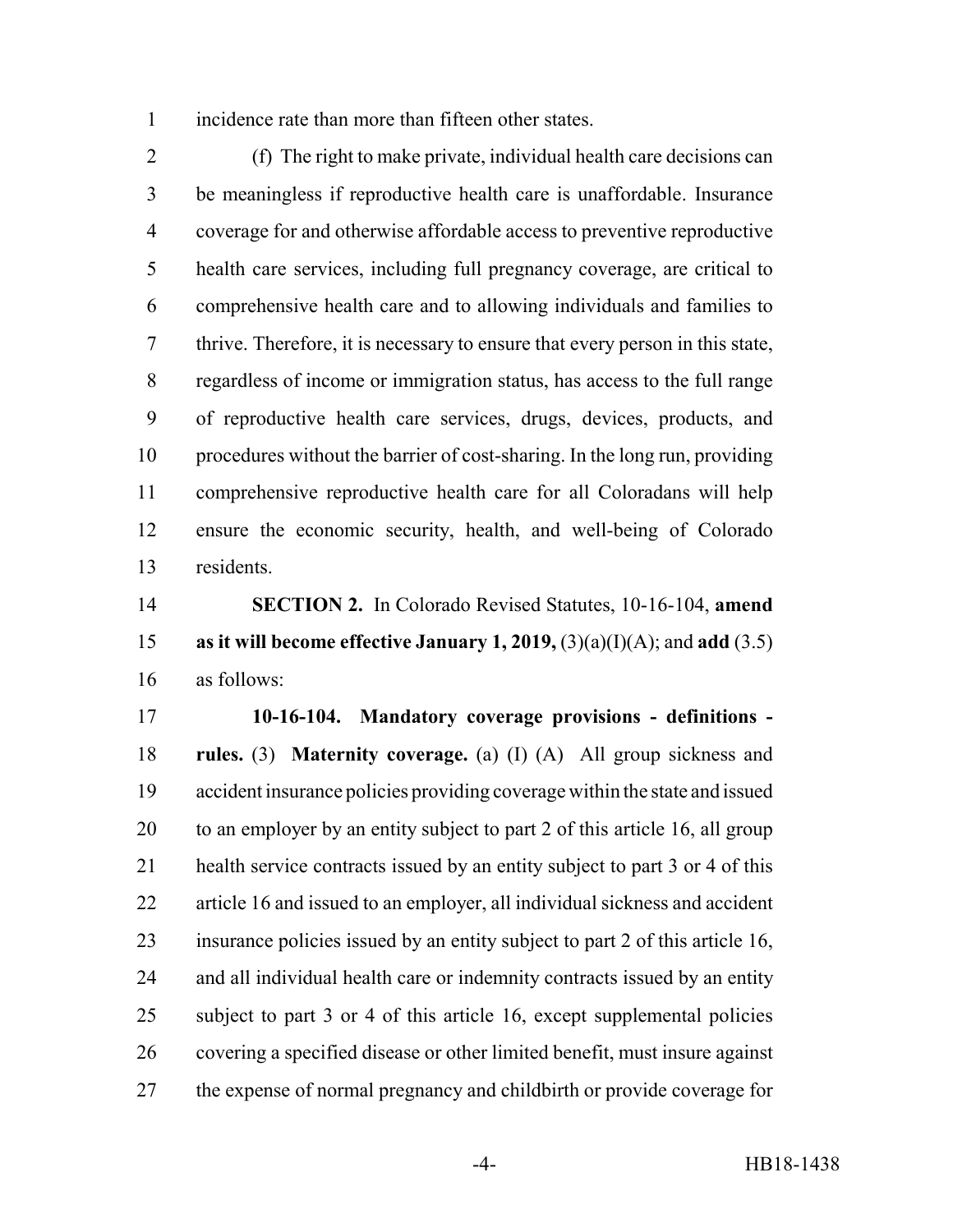incidence rate than more than fifteen other states.

(f) The right to make private, individual health care decisions can be meaningless if reproductive health care is unaffordable. Insurance coverage for and otherwise affordable access to preventive reproductive health care services, including full pregnancy coverage, are critical to comprehensive health care and to allowing individuals and families to thrive. Therefore, it is necessary to ensure that every person in this state, regardless of income or immigration status, has access to the full range of reproductive health care services, drugs, devices, products, and procedures without the barrier of cost-sharing. In the long run, providing comprehensive reproductive health care for all Coloradans will help ensure the economic security, health, and well-being of Colorado residents.

**SECTION 2.** In Colorado Revised Statutes, 10-16-104, **amend as it will become effective January 1, 2019,** (3)(a)(I)(A); and **add** (3.5) as follows:

**10-16-104. Mandatory coverage provisions - definitions - rules.** (3) **Maternity coverage.** (a) (I) (A) All group sickness and accident insurance policies providing coverage within the state and issued to an employer by an entity subject to part 2 of this article 16, all group health service contracts issued by an entity subject to part 3 or 4 of this article 16 and issued to an employer, all individual sickness and accident insurance policies issued by an entity subject to part 2 of this article 16, and all individual health care or indemnity contracts issued by an entity subject to part 3 or 4 of this article 16, except supplemental policies covering a specified disease or other limited benefit, must insure against the expense of normal pregnancy and childbirth or provide coverage for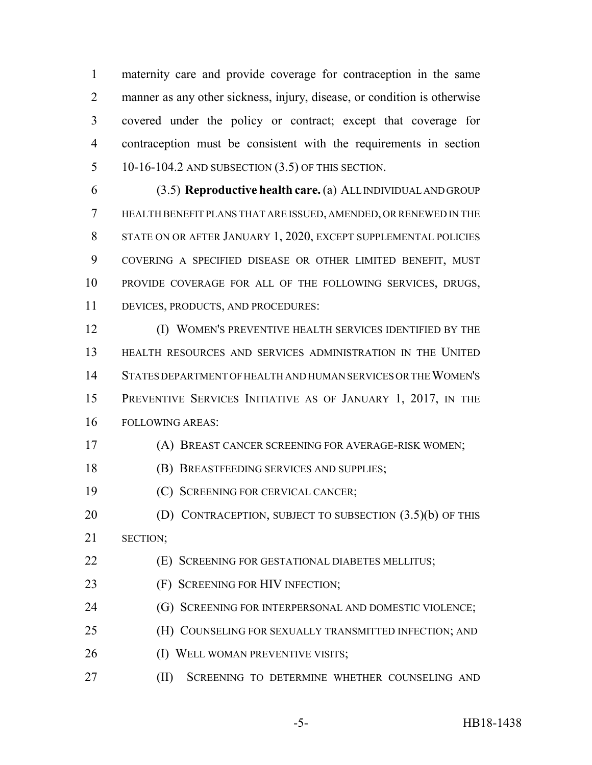maternity care and provide coverage for contraception in the same manner as any other sickness, injury, disease, or condition is otherwise covered under the policy or contract; except that coverage for contraception must be consistent with the requirements in section 10-16-104.2 AND SUBSECTION (3.5) OF THIS SECTION.

(3.5) **Reproductive health care.** (a) ALL INDIVIDUAL AND GROUP HEALTH BENEFIT PLANS THAT ARE ISSUED, AMENDED, OR RENEWED IN THE STATE ON OR AFTER JANUARY 1, 2020, EXCEPT SUPPLEMENTAL POLICIES COVERING A SPECIFIED DISEASE OR OTHER LIMITED BENEFIT, MUST PROVIDE COVERAGE FOR ALL OF THE FOLLOWING SERVICES, DRUGS, DEVICES, PRODUCTS, AND PROCEDURES:

(I) WOMEN'S PREVENTIVE HEALTH SERVICES IDENTIFIED BY THE HEALTH RESOURCES AND SERVICES ADMINISTRATION IN THE UNITED STATES DEPARTMENT OF HEALTH AND HUMAN SERVICES OR THE WOMEN'S PREVENTIVE SERVICES INITIATIVE AS OF JANUARY 1, 2017, IN THE FOLLOWING AREAS:

(A) BREAST CANCER SCREENING FOR AVERAGE-RISK WOMEN;

(B) BREASTFEEDING SERVICES AND SUPPLIES;

(C) SCREENING FOR CERVICAL CANCER;

(D) CONTRACEPTION, SUBJECT TO SUBSECTION (3.5)(b) OF THIS SECTION;

(E) SCREENING FOR GESTATIONAL DIABETES MELLITUS;

(F) SCREENING FOR HIV INFECTION;

(G) SCREENING FOR INTERPERSONAL AND DOMESTIC VIOLENCE;

(H) COUNSELING FOR SEXUALLY TRANSMITTED INFECTION; AND

(I) WELL WOMAN PREVENTIVE VISITS;

(II) SCREENING TO DETERMINE WHETHER COUNSELING AND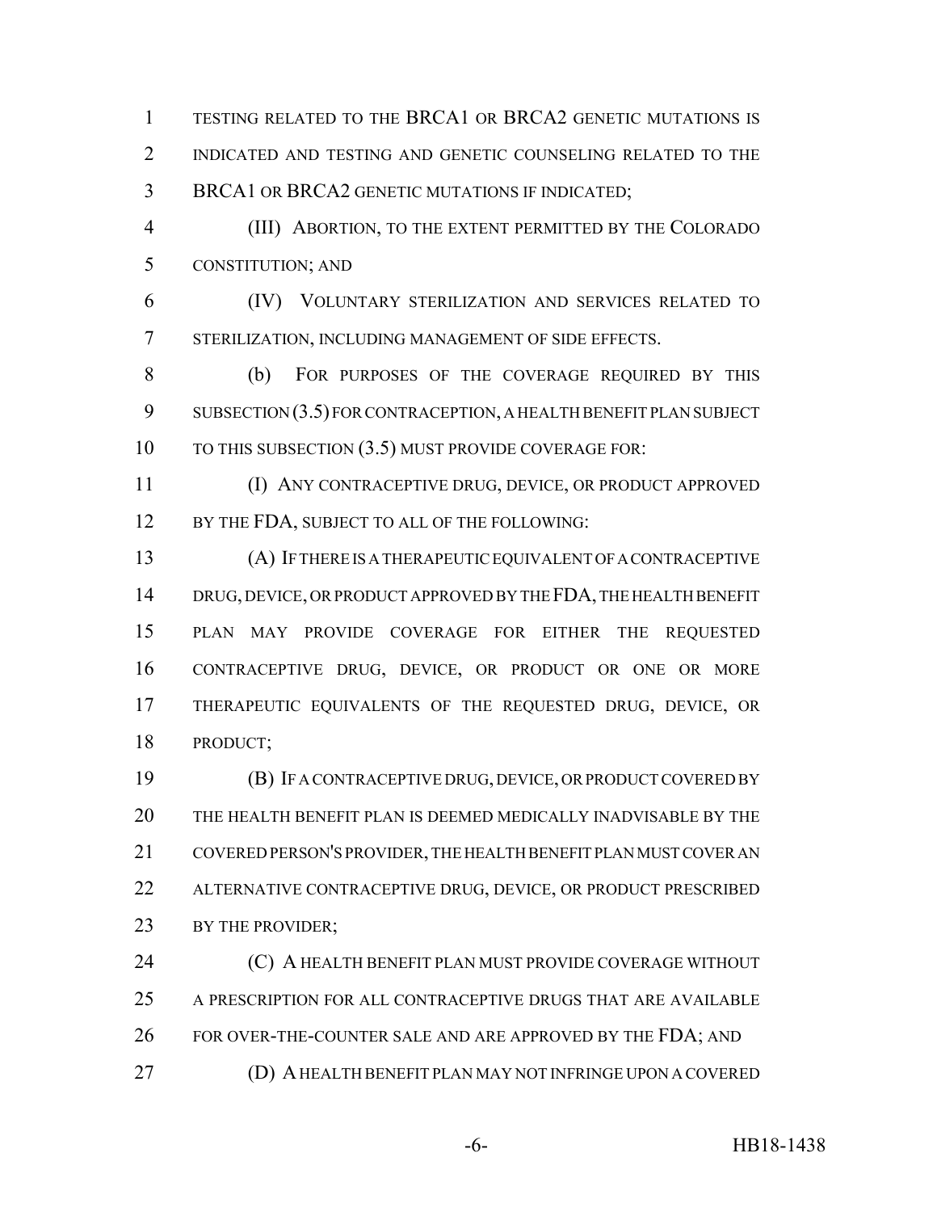TESTING RELATED TO THE BRCA1 OR BRCA2 GENETIC MUTATIONS IS INDICATED AND TESTING AND GENETIC COUNSELING RELATED TO THE BRCA1 OR BRCA2 GENETIC MUTATIONS IF INDICATED;

(III) ABORTION, TO THE EXTENT PERMITTED BY THE COLORADO CONSTITUTION; AND

(IV) VOLUNTARY STERILIZATION AND SERVICES RELATED TO STERILIZATION, INCLUDING MANAGEMENT OF SIDE EFFECTS.

(b) FOR PURPOSES OF THE COVERAGE REQUIRED BY THIS SUBSECTION (3.5) FOR CONTRACEPTION, A HEALTH BENEFIT PLAN SUBJECT TO THIS SUBSECTION (3.5) MUST PROVIDE COVERAGE FOR:

(I) ANY CONTRACEPTIVE DRUG, DEVICE, OR PRODUCT APPROVED BY THE FDA, SUBJECT TO ALL OF THE FOLLOWING:

(A) IF THERE IS A THERAPEUTIC EQUIVALENT OF A CONTRACEPTIVE DRUG, DEVICE, OR PRODUCT APPROVED BY THE FDA, THE HEALTH BENEFIT PLAN MAY PROVIDE COVERAGE FOR EITHER THE REQUESTED CONTRACEPTIVE DRUG, DEVICE, OR PRODUCT OR ONE OR MORE THERAPEUTIC EQUIVALENTS OF THE REQUESTED DRUG, DEVICE, OR PRODUCT;

(B) IF A CONTRACEPTIVE DRUG, DEVICE, OR PRODUCT COVERED BY THE HEALTH BENEFIT PLAN IS DEEMED MEDICALLY INADVISABLE BY THE COVERED PERSON'S PROVIDER, THE HEALTH BENEFIT PLAN MUST COVER AN ALTERNATIVE CONTRACEPTIVE DRUG, DEVICE, OR PRODUCT PRESCRIBED BY THE PROVIDER;

(C) A HEALTH BENEFIT PLAN MUST PROVIDE COVERAGE WITHOUT A PRESCRIPTION FOR ALL CONTRACEPTIVE DRUGS THAT ARE AVAILABLE FOR OVER-THE-COUNTER SALE AND ARE APPROVED BY THE FDA; AND

(D) A HEALTH BENEFIT PLAN MAY NOT INFRINGE UPON A COVERED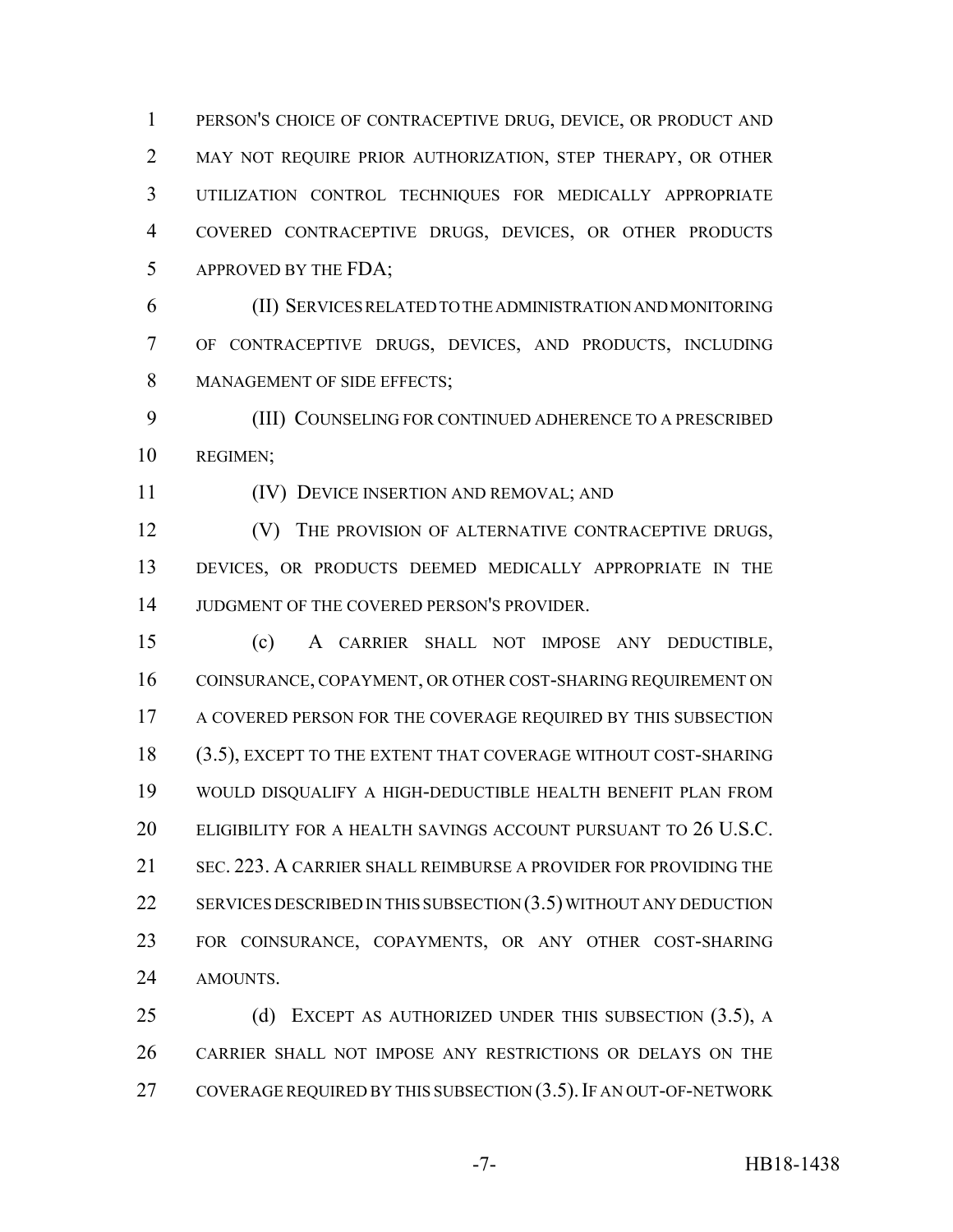PERSON'S CHOICE OF CONTRACEPTIVE DRUG, DEVICE, OR PRODUCT AND MAY NOT REQUIRE PRIOR AUTHORIZATION, STEP THERAPY, OR OTHER UTILIZATION CONTROL TECHNIQUES FOR MEDICALLY APPROPRIATE COVERED CONTRACEPTIVE DRUGS, DEVICES, OR OTHER PRODUCTS APPROVED BY THE FDA;

(II) SERVICES RELATED TO THE ADMINISTRATION AND MONITORING OF CONTRACEPTIVE DRUGS, DEVICES, AND PRODUCTS, INCLUDING MANAGEMENT OF SIDE EFFECTS;

(III) COUNSELING FOR CONTINUED ADHERENCE TO A PRESCRIBED REGIMEN;

(IV) DEVICE INSERTION AND REMOVAL; AND

(V) THE PROVISION OF ALTERNATIVE CONTRACEPTIVE DRUGS, DEVICES, OR PRODUCTS DEEMED MEDICALLY APPROPRIATE IN THE JUDGMENT OF THE COVERED PERSON'S PROVIDER.

(c) A CARRIER SHALL NOT IMPOSE ANY DEDUCTIBLE, COINSURANCE, COPAYMENT, OR OTHER COST-SHARING REQUIREMENT ON A COVERED PERSON FOR THE COVERAGE REQUIRED BY THIS SUBSECTION (3.5), EXCEPT TO THE EXTENT THAT COVERAGE WITHOUT COST-SHARING WOULD DISQUALIFY A HIGH-DEDUCTIBLE HEALTH BENEFIT PLAN FROM ELIGIBILITY FOR A HEALTH SAVINGS ACCOUNT PURSUANT TO 26 U.S.C. SEC. 223. A CARRIER SHALL REIMBURSE A PROVIDER FOR PROVIDING THE SERVICES DESCRIBED IN THIS SUBSECTION (3.5) WITHOUT ANY DEDUCTION FOR COINSURANCE, COPAYMENTS, OR ANY OTHER COST-SHARING AMOUNTS.

(d) EXCEPT AS AUTHORIZED UNDER THIS SUBSECTION (3.5), A CARRIER SHALL NOT IMPOSE ANY RESTRICTIONS OR DELAYS ON THE COVERAGE REQUIRED BY THIS SUBSECTION (3.5). IF AN OUT-OF-NETWORK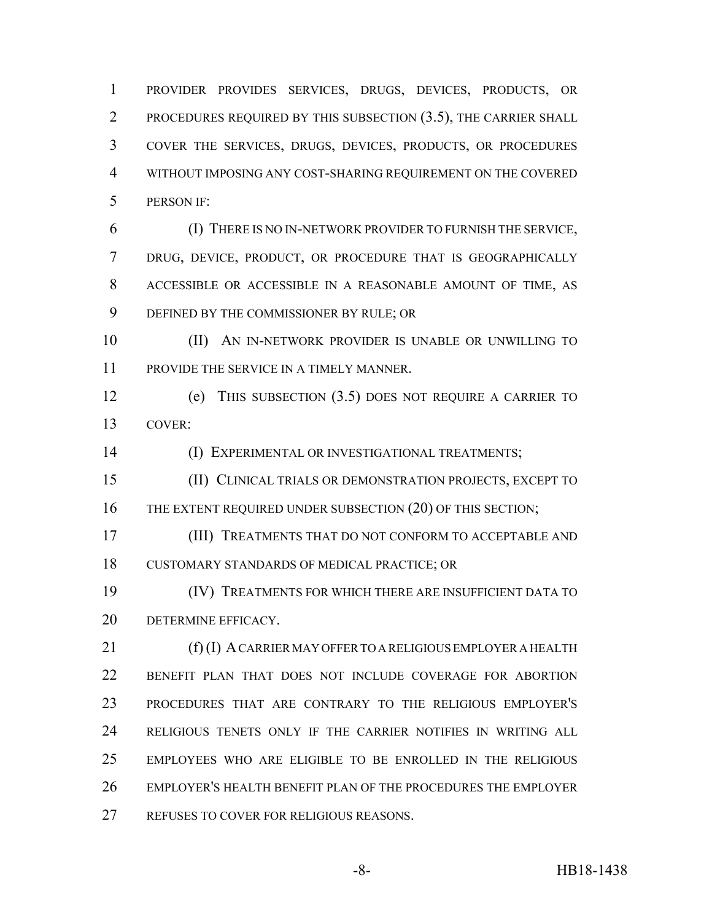PROVIDER PROVIDES SERVICES, DRUGS, DEVICES, PRODUCTS, OR PROCEDURES REQUIRED BY THIS SUBSECTION (3.5), THE CARRIER SHALL COVER THE SERVICES, DRUGS, DEVICES, PRODUCTS, OR PROCEDURES WITHOUT IMPOSING ANY COST-SHARING REQUIREMENT ON THE COVERED PERSON IF:

(I) THERE IS NO IN-NETWORK PROVIDER TO FURNISH THE SERVICE, DRUG, DEVICE, PRODUCT, OR PROCEDURE THAT IS GEOGRAPHICALLY ACCESSIBLE OR ACCESSIBLE IN A REASONABLE AMOUNT OF TIME, AS DEFINED BY THE COMMISSIONER BY RULE; OR

(II) AN IN-NETWORK PROVIDER IS UNABLE OR UNWILLING TO PROVIDE THE SERVICE IN A TIMELY MANNER.

(e) THIS SUBSECTION (3.5) DOES NOT REQUIRE A CARRIER TO COVER:

(I) EXPERIMENTAL OR INVESTIGATIONAL TREATMENTS;

(II) CLINICAL TRIALS OR DEMONSTRATION PROJECTS, EXCEPT TO THE EXTENT REQUIRED UNDER SUBSECTION (20) OF THIS SECTION;

(III) TREATMENTS THAT DO NOT CONFORM TO ACCEPTABLE AND CUSTOMARY STANDARDS OF MEDICAL PRACTICE; OR

(IV) TREATMENTS FOR WHICH THERE ARE INSUFFICIENT DATA TO DETERMINE EFFICACY.

(f) (I) A CARRIER MAY OFFER TO A RELIGIOUS EMPLOYER A HEALTH BENEFIT PLAN THAT DOES NOT INCLUDE COVERAGE FOR ABORTION PROCEDURES THAT ARE CONTRARY TO THE RELIGIOUS EMPLOYER'S RELIGIOUS TENETS ONLY IF THE CARRIER NOTIFIES IN WRITING ALL EMPLOYEES WHO ARE ELIGIBLE TO BE ENROLLED IN THE RELIGIOUS EMPLOYER'S HEALTH BENEFIT PLAN OF THE PROCEDURES THE EMPLOYER REFUSES TO COVER FOR RELIGIOUS REASONS.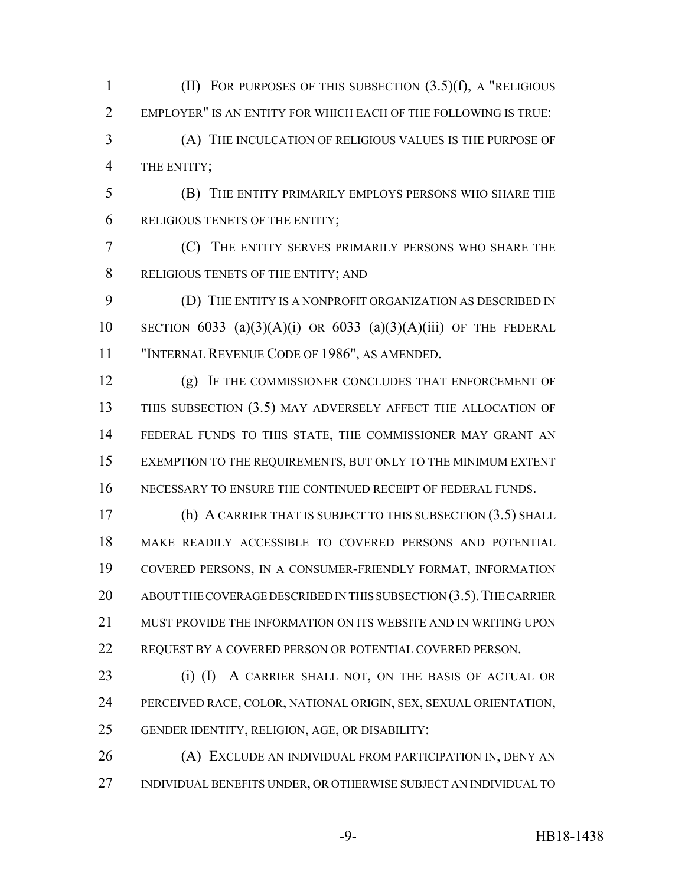(II) FOR PURPOSES OF THIS SUBSECTION (3.5)(f), A "RELIGIOUS EMPLOYER" IS AN ENTITY FOR WHICH EACH OF THE FOLLOWING IS TRUE:

(A) THE INCULCATION OF RELIGIOUS VALUES IS THE PURPOSE OF THE ENTITY;

(B) THE ENTITY PRIMARILY EMPLOYS PERSONS WHO SHARE THE RELIGIOUS TENETS OF THE ENTITY;

(C) THE ENTITY SERVES PRIMARILY PERSONS WHO SHARE THE RELIGIOUS TENETS OF THE ENTITY; AND

(D) THE ENTITY IS A NONPROFIT ORGANIZATION AS DESCRIBED IN SECTION 6033 (a)(3)(A)(i) OR 6033 (a)(3)(A)(iii) OF THE FEDERAL "INTERNAL REVENUE CODE OF 1986", AS AMENDED.

(g) IF THE COMMISSIONER CONCLUDES THAT ENFORCEMENT OF THIS SUBSECTION (3.5) MAY ADVERSELY AFFECT THE ALLOCATION OF FEDERAL FUNDS TO THIS STATE, THE COMMISSIONER MAY GRANT AN EXEMPTION TO THE REQUIREMENTS, BUT ONLY TO THE MINIMUM EXTENT NECESSARY TO ENSURE THE CONTINUED RECEIPT OF FEDERAL FUNDS.

(h) A CARRIER THAT IS SUBJECT TO THIS SUBSECTION (3.5) SHALL MAKE READILY ACCESSIBLE TO COVERED PERSONS AND POTENTIAL COVERED PERSONS, IN A CONSUMER-FRIENDLY FORMAT, INFORMATION ABOUT THE COVERAGE DESCRIBED IN THIS SUBSECTION (3.5). THE CARRIER MUST PROVIDE THE INFORMATION ON ITS WEBSITE AND IN WRITING UPON REQUEST BY A COVERED PERSON OR POTENTIAL COVERED PERSON.

(i) (I) A CARRIER SHALL NOT, ON THE BASIS OF ACTUAL OR PERCEIVED RACE, COLOR, NATIONAL ORIGIN, SEX, SEXUAL ORIENTATION, GENDER IDENTITY, RELIGION, AGE, OR DISABILITY:

(A) EXCLUDE AN INDIVIDUAL FROM PARTICIPATION IN, DENY AN INDIVIDUAL BENEFITS UNDER, OR OTHERWISE SUBJECT AN INDIVIDUAL TO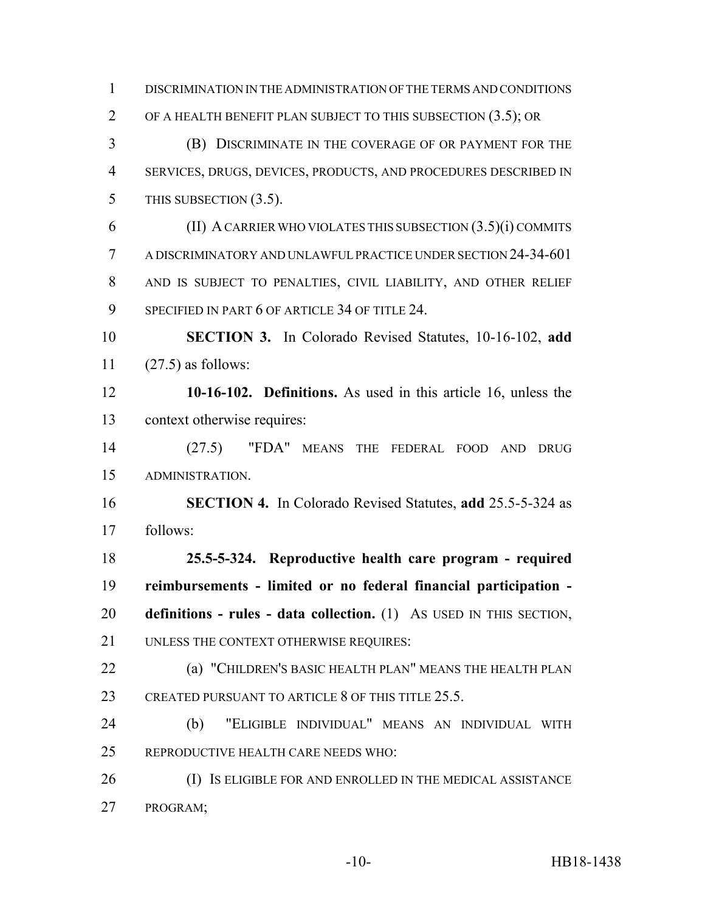DISCRIMINATION IN THE ADMINISTRATION OF THE TERMS AND CONDITIONS OF A HEALTH BENEFIT PLAN SUBJECT TO THIS SUBSECTION (3.5); OR

(B) DISCRIMINATE IN THE COVERAGE OF OR PAYMENT FOR THE SERVICES, DRUGS, DEVICES, PRODUCTS, AND PROCEDURES DESCRIBED IN THIS SUBSECTION (3.5).

(II) A CARRIER WHO VIOLATES THIS SUBSECTION (3.5)(i) COMMITS A DISCRIMINATORY AND UNLAWFUL PRACTICE UNDER SECTION 24-34-601 AND IS SUBJECT TO PENALTIES, CIVIL LIABILITY, AND OTHER RELIEF SPECIFIED IN PART 6 OF ARTICLE 34 OF TITLE 24.

**SECTION 3.** In Colorado Revised Statutes, 10-16-102, **add** (27.5) as follows:

**10-16-102. Definitions.** As used in this article 16, unless the context otherwise requires:

(27.5) "FDA" MEANS THE FEDERAL FOOD AND DRUG ADMINISTRATION.

**SECTION 4.** In Colorado Revised Statutes, **add** 25.5-5-324 as follows:

**25.5-5-324. Reproductive health care program - required reimbursements - limited or no federal financial participation - definitions - rules - data collection.** (1) AS USED IN THIS SECTION, UNLESS THE CONTEXT OTHERWISE REQUIRES:

(a) "CHILDREN'S BASIC HEALTH PLAN" MEANS THE HEALTH PLAN CREATED PURSUANT TO ARTICLE 8 OF THIS TITLE 25.5.

(b) "ELIGIBLE INDIVIDUAL" MEANS AN INDIVIDUAL WITH REPRODUCTIVE HEALTH CARE NEEDS WHO:

(I) IS ELIGIBLE FOR AND ENROLLED IN THE MEDICAL ASSISTANCE PROGRAM;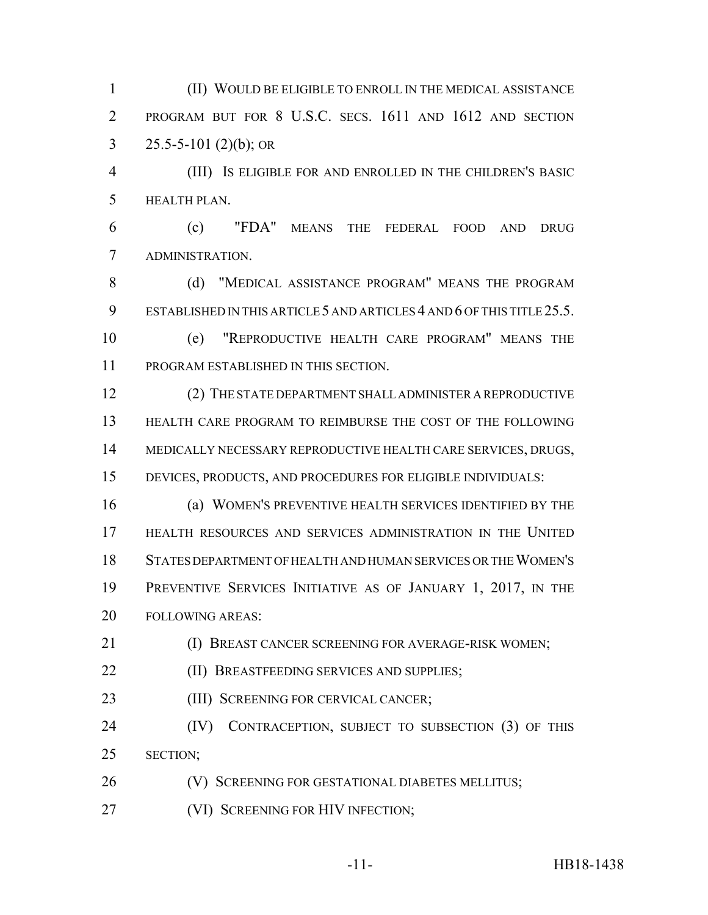(II) WOULD BE ELIGIBLE TO ENROLL IN THE MEDICAL ASSISTANCE PROGRAM BUT FOR 8 U.S.C. SECS. 1611 AND 1612 AND SECTION 25.5-5-101 (2)(b); OR

(III) IS ELIGIBLE FOR AND ENROLLED IN THE CHILDREN'S BASIC HEALTH PLAN.

(c) "FDA" MEANS THE FEDERAL FOOD AND DRUG ADMINISTRATION.

(d) "MEDICAL ASSISTANCE PROGRAM" MEANS THE PROGRAM ESTABLISHED IN THIS ARTICLE 5 AND ARTICLES 4 AND 6 OF THIS TITLE 25.5.

(e) "REPRODUCTIVE HEALTH CARE PROGRAM" MEANS THE PROGRAM ESTABLISHED IN THIS SECTION.

(2) THE STATE DEPARTMENT SHALL ADMINISTER A REPRODUCTIVE HEALTH CARE PROGRAM TO REIMBURSE THE COST OF THE FOLLOWING MEDICALLY NECESSARY REPRODUCTIVE HEALTH CARE SERVICES, DRUGS, DEVICES, PRODUCTS, AND PROCEDURES FOR ELIGIBLE INDIVIDUALS:

(a) WOMEN'S PREVENTIVE HEALTH SERVICES IDENTIFIED BY THE HEALTH RESOURCES AND SERVICES ADMINISTRATION IN THE UNITED STATES DEPARTMENT OF HEALTH AND HUMAN SERVICES OR THE WOMEN'S PREVENTIVE SERVICES INITIATIVE AS OF JANUARY 1, 2017, IN THE FOLLOWING AREAS:

(I) BREAST CANCER SCREENING FOR AVERAGE-RISK WOMEN;

(II) BREASTFEEDING SERVICES AND SUPPLIES;

(III) SCREENING FOR CERVICAL CANCER;

(IV) CONTRACEPTION, SUBJECT TO SUBSECTION (3) OF THIS SECTION;

(V) SCREENING FOR GESTATIONAL DIABETES MELLITUS;

(VI) SCREENING FOR HIV INFECTION;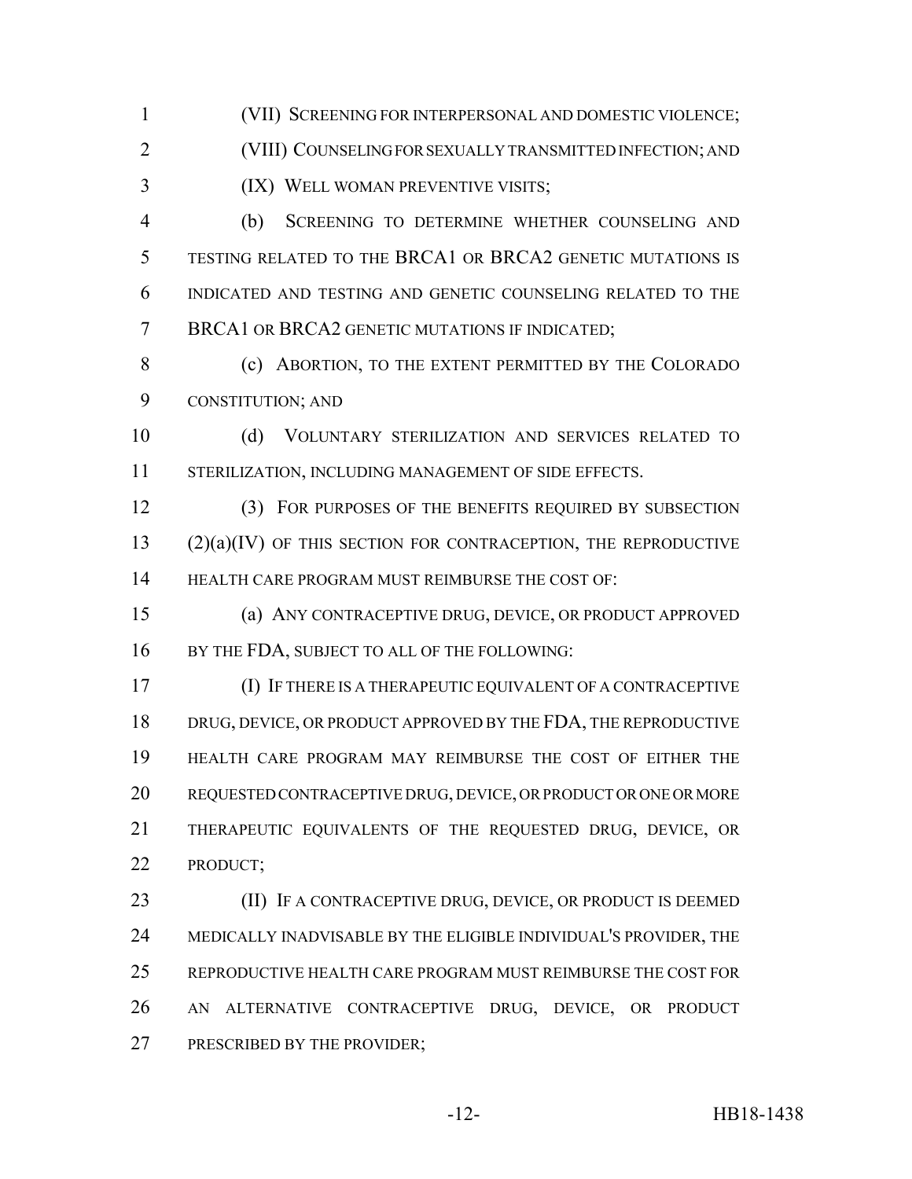(VII) SCREENING FOR INTERPERSONAL AND DOMESTIC VIOLENCE;

(VIII) COUNSELING FOR SEXUALLY TRANSMITTED INFECTION; AND

(IX) WELL WOMAN PREVENTIVE VISITS;

(b) SCREENING TO DETERMINE WHETHER COUNSELING AND TESTING RELATED TO THE BRCA1 OR BRCA2 GENETIC MUTATIONS IS INDICATED AND TESTING AND GENETIC COUNSELING RELATED TO THE BRCA1 OR BRCA2 GENETIC MUTATIONS IF INDICATED;

(c) ABORTION, TO THE EXTENT PERMITTED BY THE COLORADO CONSTITUTION; AND

(d) VOLUNTARY STERILIZATION AND SERVICES RELATED TO STERILIZATION, INCLUDING MANAGEMENT OF SIDE EFFECTS.

(3) FOR PURPOSES OF THE BENEFITS REQUIRED BY SUBSECTION (2)(a)(IV) OF THIS SECTION FOR CONTRACEPTION, THE REPRODUCTIVE HEALTH CARE PROGRAM MUST REIMBURSE THE COST OF:

(a) ANY CONTRACEPTIVE DRUG, DEVICE, OR PRODUCT APPROVED BY THE FDA, SUBJECT TO ALL OF THE FOLLOWING:

(I) IF THERE IS A THERAPEUTIC EQUIVALENT OF A CONTRACEPTIVE DRUG, DEVICE, OR PRODUCT APPROVED BY THE FDA, THE REPRODUCTIVE HEALTH CARE PROGRAM MAY REIMBURSE THE COST OF EITHER THE REQUESTED CONTRACEPTIVE DRUG, DEVICE, OR PRODUCT OR ONE OR MORE THERAPEUTIC EQUIVALENTS OF THE REQUESTED DRUG, DEVICE, OR PRODUCT;

(II) IF A CONTRACEPTIVE DRUG, DEVICE, OR PRODUCT IS DEEMED MEDICALLY INADVISABLE BY THE ELIGIBLE INDIVIDUAL'S PROVIDER, THE REPRODUCTIVE HEALTH CARE PROGRAM MUST REIMBURSE THE COST FOR AN ALTERNATIVE CONTRACEPTIVE DRUG, DEVICE, OR PRODUCT PRESCRIBED BY THE PROVIDER;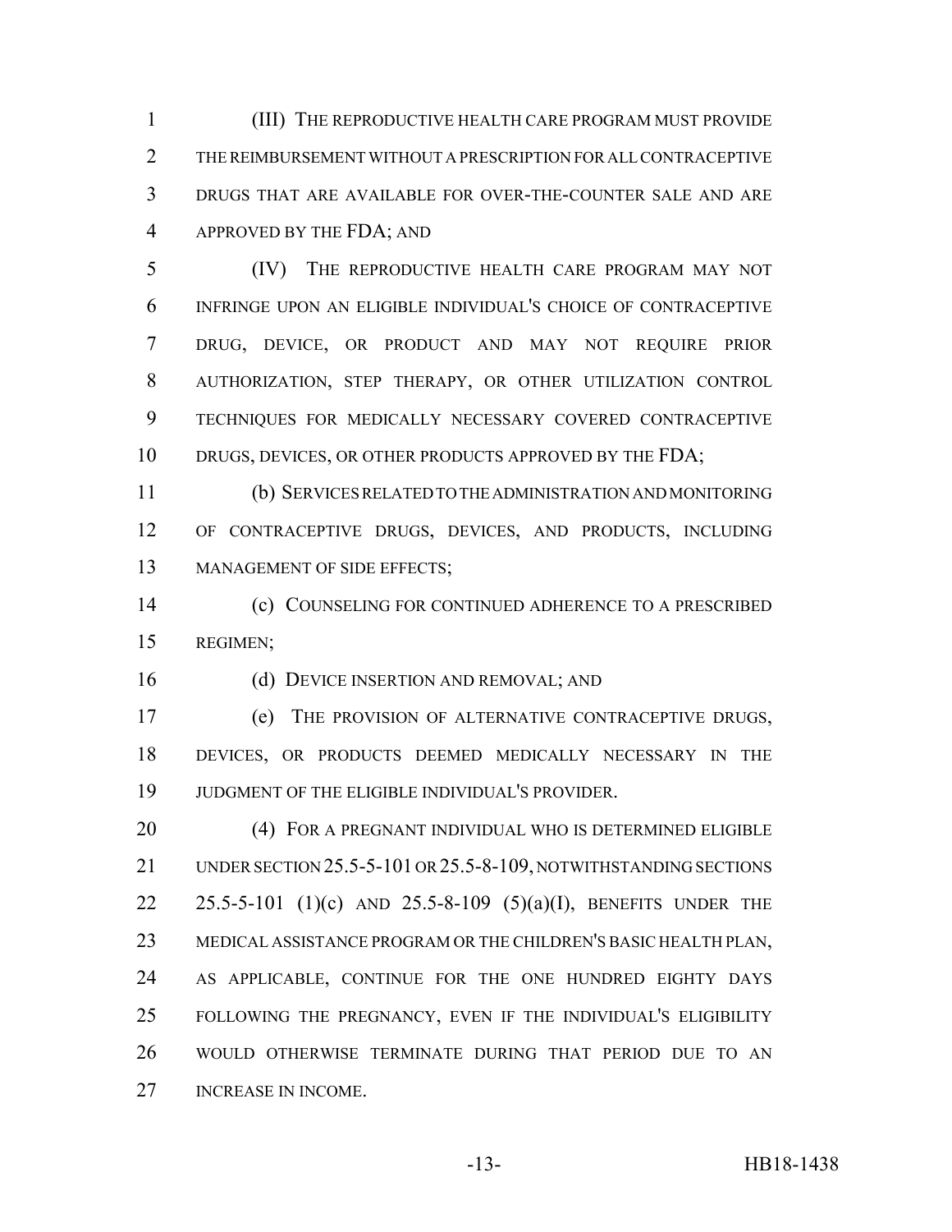(III) THE REPRODUCTIVE HEALTH CARE PROGRAM MUST PROVIDE THE REIMBURSEMENT WITHOUT A PRESCRIPTION FOR ALL CONTRACEPTIVE DRUGS THAT ARE AVAILABLE FOR OVER-THE-COUNTER SALE AND ARE APPROVED BY THE FDA; AND

(IV) THE REPRODUCTIVE HEALTH CARE PROGRAM MAY NOT INFRINGE UPON AN ELIGIBLE INDIVIDUAL'S CHOICE OF CONTRACEPTIVE DRUG, DEVICE, OR PRODUCT AND MAY NOT REQUIRE PRIOR AUTHORIZATION, STEP THERAPY, OR OTHER UTILIZATION CONTROL TECHNIQUES FOR MEDICALLY NECESSARY COVERED CONTRACEPTIVE DRUGS, DEVICES, OR OTHER PRODUCTS APPROVED BY THE FDA;

(b) SERVICES RELATED TO THE ADMINISTRATION AND MONITORING OF CONTRACEPTIVE DRUGS, DEVICES, AND PRODUCTS, INCLUDING MANAGEMENT OF SIDE EFFECTS;

(c) COUNSELING FOR CONTINUED ADHERENCE TO A PRESCRIBED REGIMEN;

(d) DEVICE INSERTION AND REMOVAL; AND

(e) THE PROVISION OF ALTERNATIVE CONTRACEPTIVE DRUGS, DEVICES, OR PRODUCTS DEEMED MEDICALLY NECESSARY IN THE JUDGMENT OF THE ELIGIBLE INDIVIDUAL'S PROVIDER.

(4) FOR A PREGNANT INDIVIDUAL WHO IS DETERMINED ELIGIBLE UNDER SECTION 25.5-5-101 OR 25.5-8-109, NOTWITHSTANDING SECTIONS 25.5-5-101 (1)(c) AND 25.5-8-109 (5)(a)(I), BENEFITS UNDER THE MEDICAL ASSISTANCE PROGRAM OR THE CHILDREN'S BASIC HEALTH PLAN, AS APPLICABLE, CONTINUE FOR THE ONE HUNDRED EIGHTY DAYS FOLLOWING THE PREGNANCY, EVEN IF THE INDIVIDUAL'S ELIGIBILITY WOULD OTHERWISE TERMINATE DURING THAT PERIOD DUE TO AN INCREASE IN INCOME.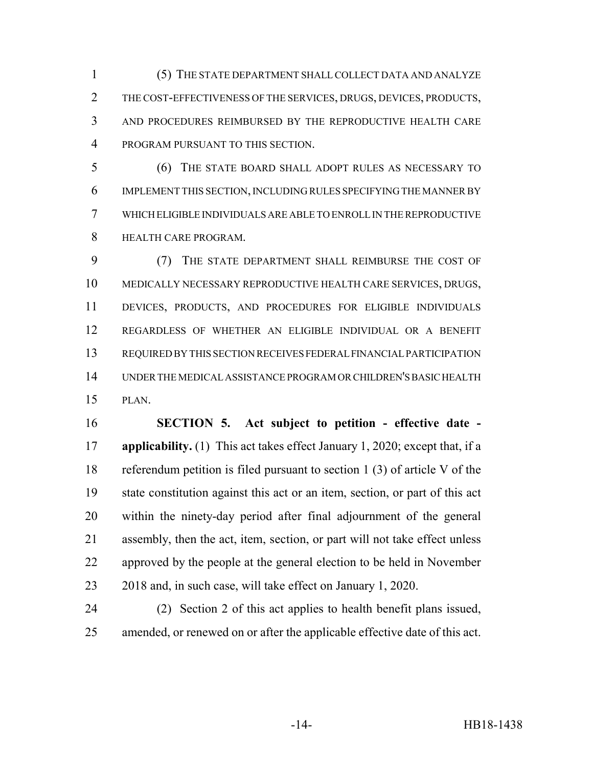(5) THE STATE DEPARTMENT SHALL COLLECT DATA AND ANALYZE THE COST-EFFECTIVENESS OF THE SERVICES, DRUGS, DEVICES, PRODUCTS, AND PROCEDURES REIMBURSED BY THE REPRODUCTIVE HEALTH CARE PROGRAM PURSUANT TO THIS SECTION.

(6) THE STATE BOARD SHALL ADOPT RULES AS NECESSARY TO IMPLEMENT THIS SECTION, INCLUDING RULES SPECIFYING THE MANNER BY WHICH ELIGIBLE INDIVIDUALS ARE ABLE TO ENROLL IN THE REPRODUCTIVE HEALTH CARE PROGRAM.

(7) THE STATE DEPARTMENT SHALL REIMBURSE THE COST OF MEDICALLY NECESSARY REPRODUCTIVE HEALTH CARE SERVICES, DRUGS, DEVICES, PRODUCTS, AND PROCEDURES FOR ELIGIBLE INDIVIDUALS REGARDLESS OF WHETHER AN ELIGIBLE INDIVIDUAL OR A BENEFIT REQUIRED BY THIS SECTION RECEIVES FEDERAL FINANCIAL PARTICIPATION UNDER THE MEDICAL ASSISTANCE PROGRAM OR CHILDREN'S BASIC HEALTH PLAN.

**SECTION 5. Act subject to petition - effective date - applicability.** (1) This act takes effect January 1, 2020; except that, if a referendum petition is filed pursuant to section 1 (3) of article V of the state constitution against this act or an item, section, or part of this act within the ninety-day period after final adjournment of the general assembly, then the act, item, section, or part will not take effect unless approved by the people at the general election to be held in November 2018 and, in such case, will take effect on January 1, 2020.

(2) Section 2 of this act applies to health benefit plans issued, amended, or renewed on or after the applicable effective date of this act.